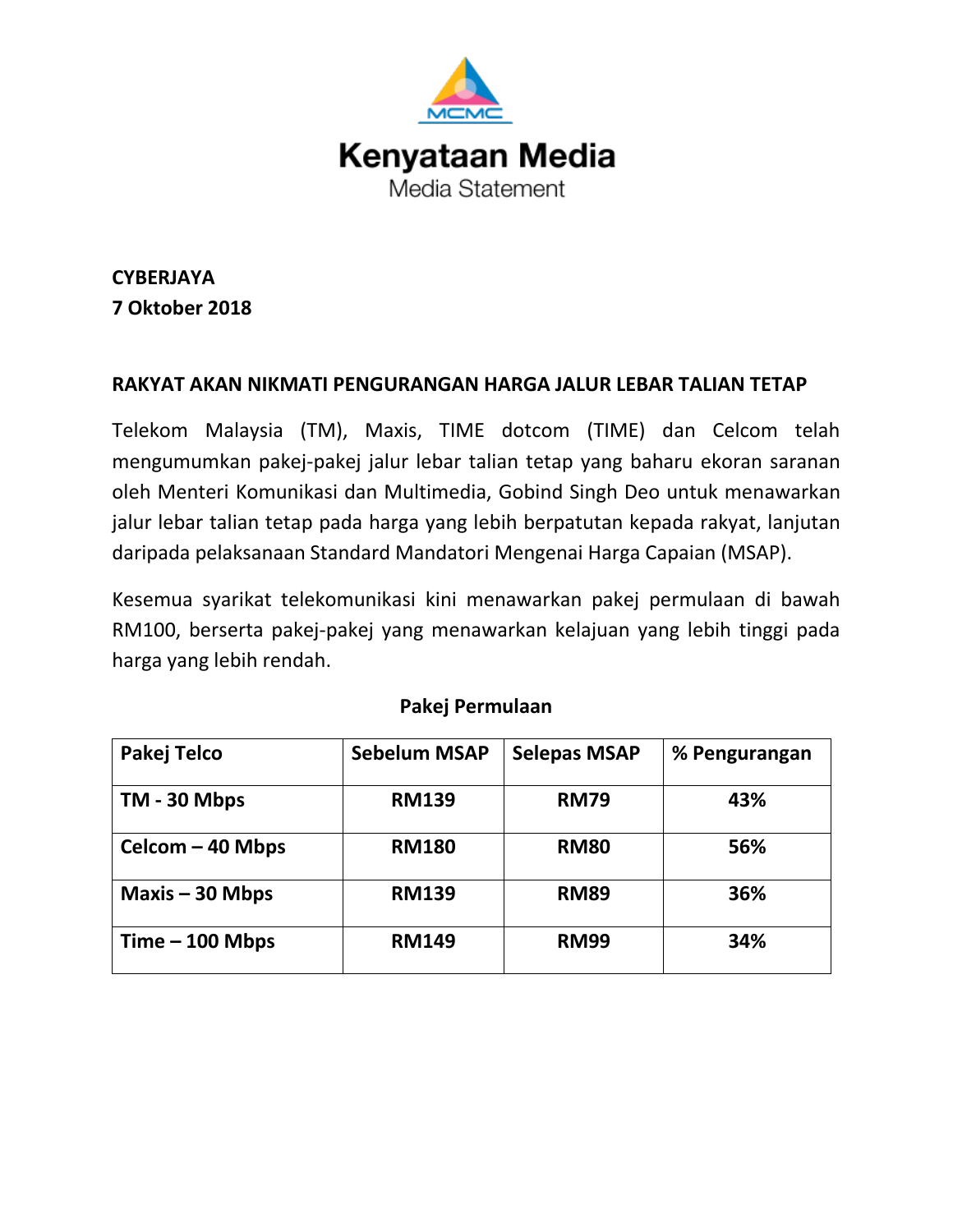MCMC

# Kenyataan Media

Media Statement

**CYBERJAYA**
**7 Oktober 2018**

**RAKYAT AKAN NIKMATI PENGURANGAN HARGA JALUR LEBAR TALIAN TETAP**

Telekom Malaysia (TM), Maxis, TIME dotcom (TIME) dan Celcom telah mengumumkan pakej-pakej jalur lebar talian tetap yang baharu ekoran saranan oleh Menteri Komunikasi dan Multimedia, Gobind Singh Deo untuk menawarkan jalur lebar talian tetap pada harga yang lebih berpatutan kepada rakyat, lanjutan daripada pelaksanaan Standard Mandatori Mengenai Harga Capaian (MSAP).

Kesemua syarikat telekomunikasi kini menawarkan pakej permulaan di bawah RM100, berserta pakej-pakej yang menawarkan kelajuan yang lebih tinggi pada harga yang lebih rendah.

**Pakej Permulaan**

| Pakej Telco | Sebelum MSAP | Selepas MSAP | % Pengurangan |
|---|---|---|---|
| **TM - 30 Mbps** | **RM139** | **RM79** | **43%** |
| **Celcom – 40 Mbps** | **RM180** | **RM80** | **56%** |
| **Maxis – 30 Mbps** | **RM139** | **RM89** | **36%** |
| **Time – 100 Mbps** | **RM149** | **RM99** | **34%** |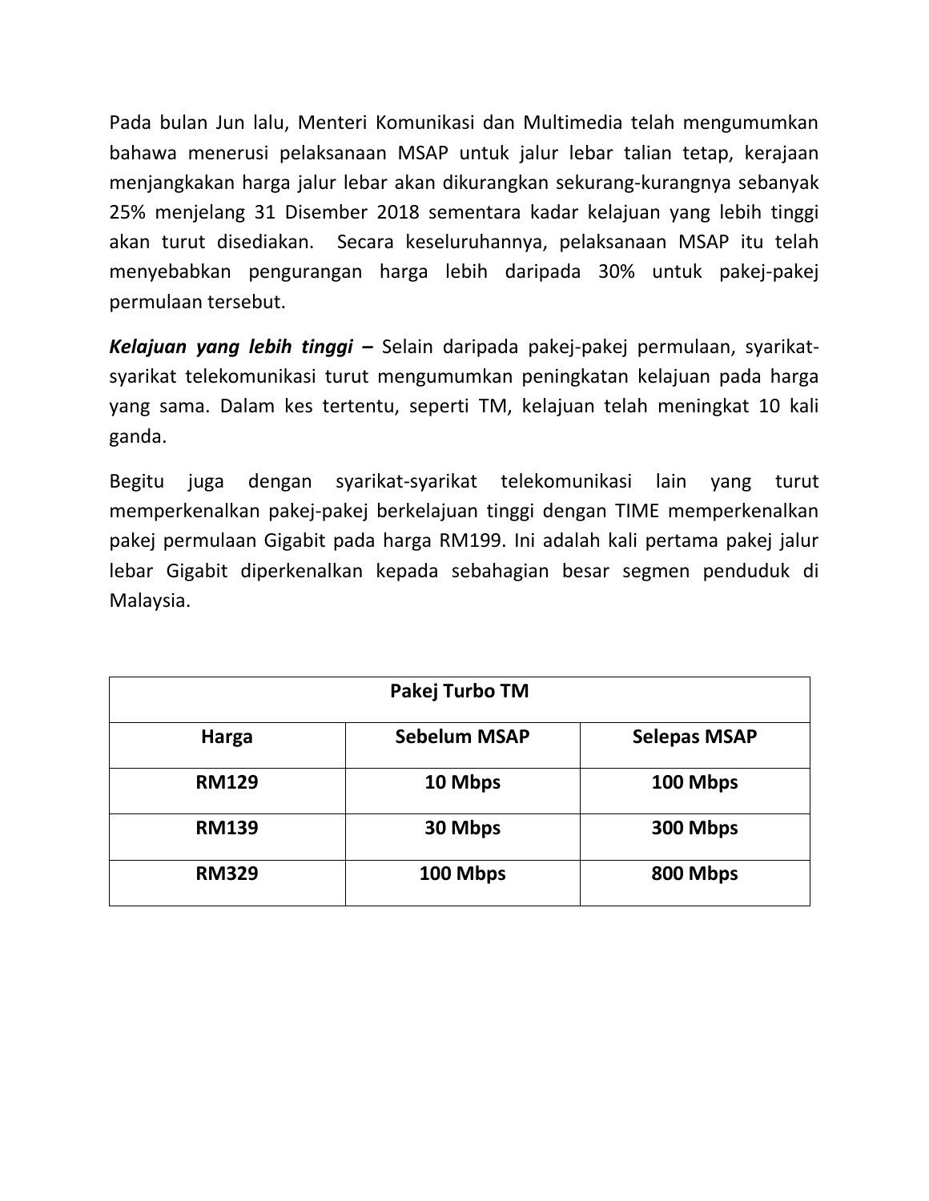Pada bulan Jun lalu, Menteri Komunikasi dan Multimedia telah mengumumkan bahawa menerusi pelaksanaan MSAP untuk jalur lebar talian tetap, kerajaan menjangkakan harga jalur lebar akan dikurangkan sekurang-kurangnya sebanyak 25% menjelang 31 Disember 2018 sementara kadar kelajuan yang lebih tinggi akan turut disediakan. Secara keseluruhannya, pelaksanaan MSAP itu telah menyebabkan pengurangan harga lebih daripada 30% untuk pakej-pakej permulaan tersebut.

***Kelajuan yang lebih tinggi –*** Selain daripada pakej-pakej permulaan, syarikat-syarikat telekomunikasi turut mengumumkan peningkatan kelajuan pada harga yang sama. Dalam kes tertentu, seperti TM, kelajuan telah meningkat 10 kali ganda.

Begitu juga dengan syarikat-syarikat telekomunikasi lain yang turut memperkenalkan pakej-pakej berkelajuan tinggi dengan TIME memperkenalkan pakej permulaan Gigabit pada harga RM199. Ini adalah kali pertama pakej jalur lebar Gigabit diperkenalkan kepada sebahagian besar segmen penduduk di Malaysia.

| Pakej Turbo TM | | |
|---|---|---|
| **Harga** | **Sebelum MSAP** | **Selepas MSAP** |
| **RM129** | **10 Mbps** | **100 Mbps** |
| **RM139** | **30 Mbps** | **300 Mbps** |
| **RM329** | **100 Mbps** | **800 Mbps** |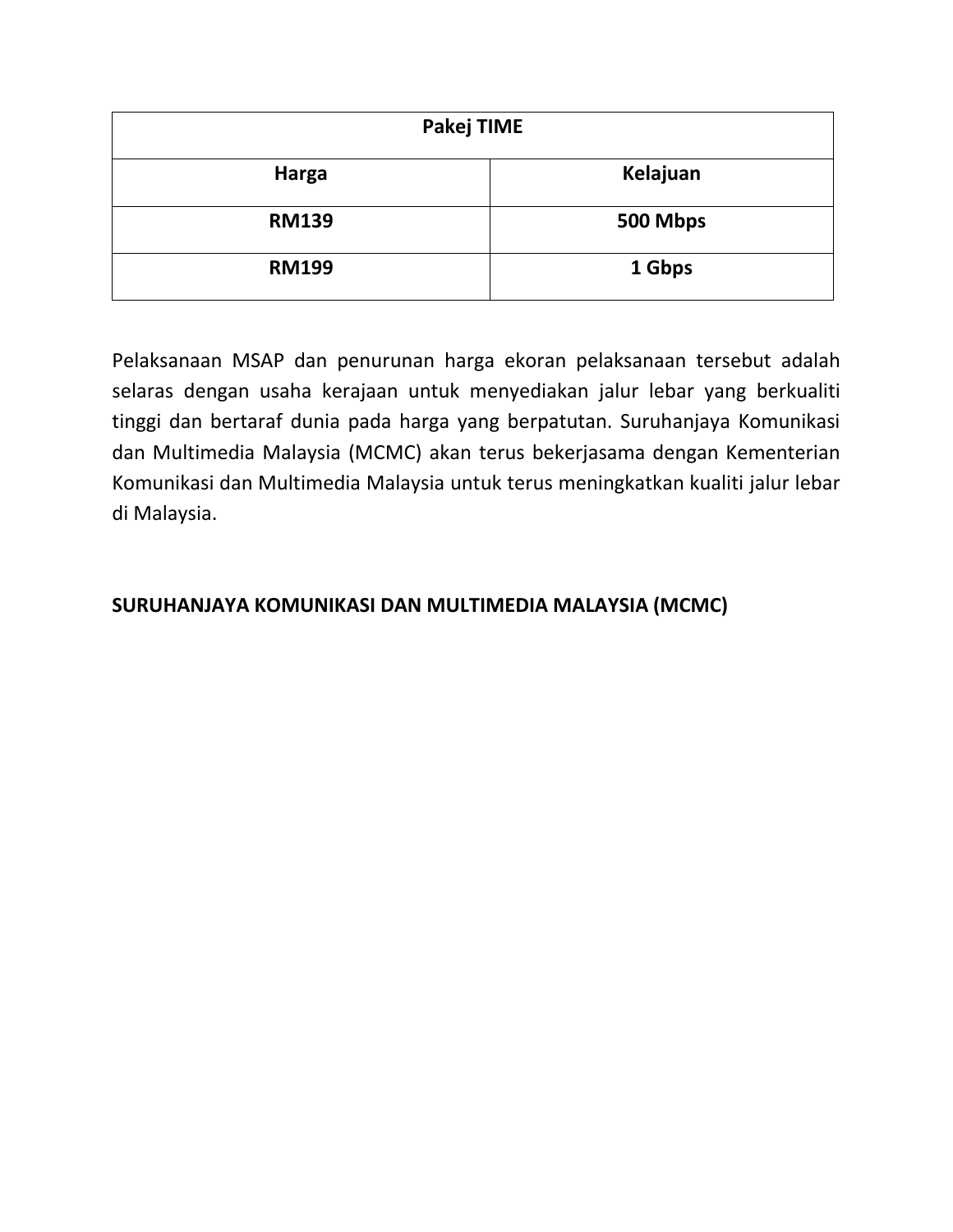| Pakej TIME | |
|---|---|
| **Harga** | **Kelajuan** |
| **RM139** | **500 Mbps** |
| **RM199** | **1 Gbps** |

Pelaksanaan MSAP dan penurunan harga ekoran pelaksanaan tersebut adalah selaras dengan usaha kerajaan untuk menyediakan jalur lebar yang berkualiti tinggi dan bertaraf dunia pada harga yang berpatutan. Suruhanjaya Komunikasi dan Multimedia Malaysia (MCMC) akan terus bekerjasama dengan Kementerian Komunikasi dan Multimedia Malaysia untuk terus meningkatkan kualiti jalur lebar di Malaysia.

**SURUHANJAYA KOMUNIKASI DAN MULTIMEDIA MALAYSIA (MCMC)**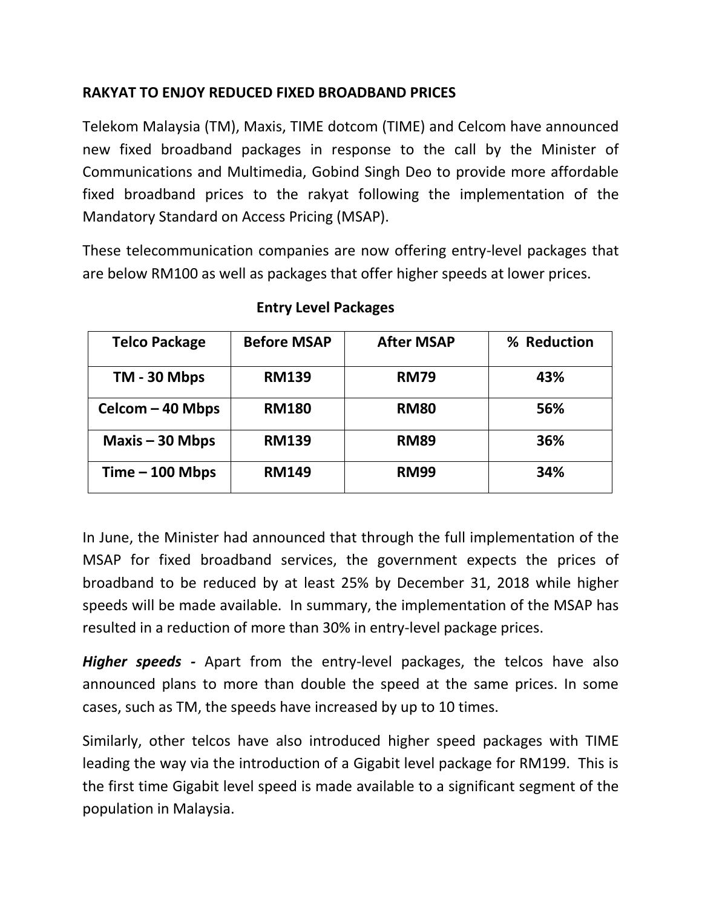**RAKYAT TO ENJOY REDUCED FIXED BROADBAND PRICES**

Telekom Malaysia (TM), Maxis, TIME dotcom (TIME) and Celcom have announced new fixed broadband packages in response to the call by the Minister of Communications and Multimedia, Gobind Singh Deo to provide more affordable fixed broadband prices to the rakyat following the implementation of the Mandatory Standard on Access Pricing (MSAP).

These telecommunication companies are now offering entry-level packages that are below RM100 as well as packages that offer higher speeds at lower prices.

**Entry Level Packages**

| Telco Package | Before MSAP | After MSAP | % Reduction |
|---|---|---|---|
| **TM - 30 Mbps** | **RM139** | **RM79** | **43%** |
| **Celcom – 40 Mbps** | **RM180** | **RM80** | **56%** |
| **Maxis – 30 Mbps** | **RM139** | **RM89** | **36%** |
| **Time – 100 Mbps** | **RM149** | **RM99** | **34%** |

In June, the Minister had announced that through the full implementation of the MSAP for fixed broadband services, the government expects the prices of broadband to be reduced by at least 25% by December 31, 2018 while higher speeds will be made available. In summary, the implementation of the MSAP has resulted in a reduction of more than 30% in entry-level package prices.

***Higher speeds -*** Apart from the entry-level packages, the telcos have also announced plans to more than double the speed at the same prices. In some cases, such as TM, the speeds have increased by up to 10 times.

Similarly, other telcos have also introduced higher speed packages with TIME leading the way via the introduction of a Gigabit level package for RM199. This is the first time Gigabit level speed is made available to a significant segment of the population in Malaysia.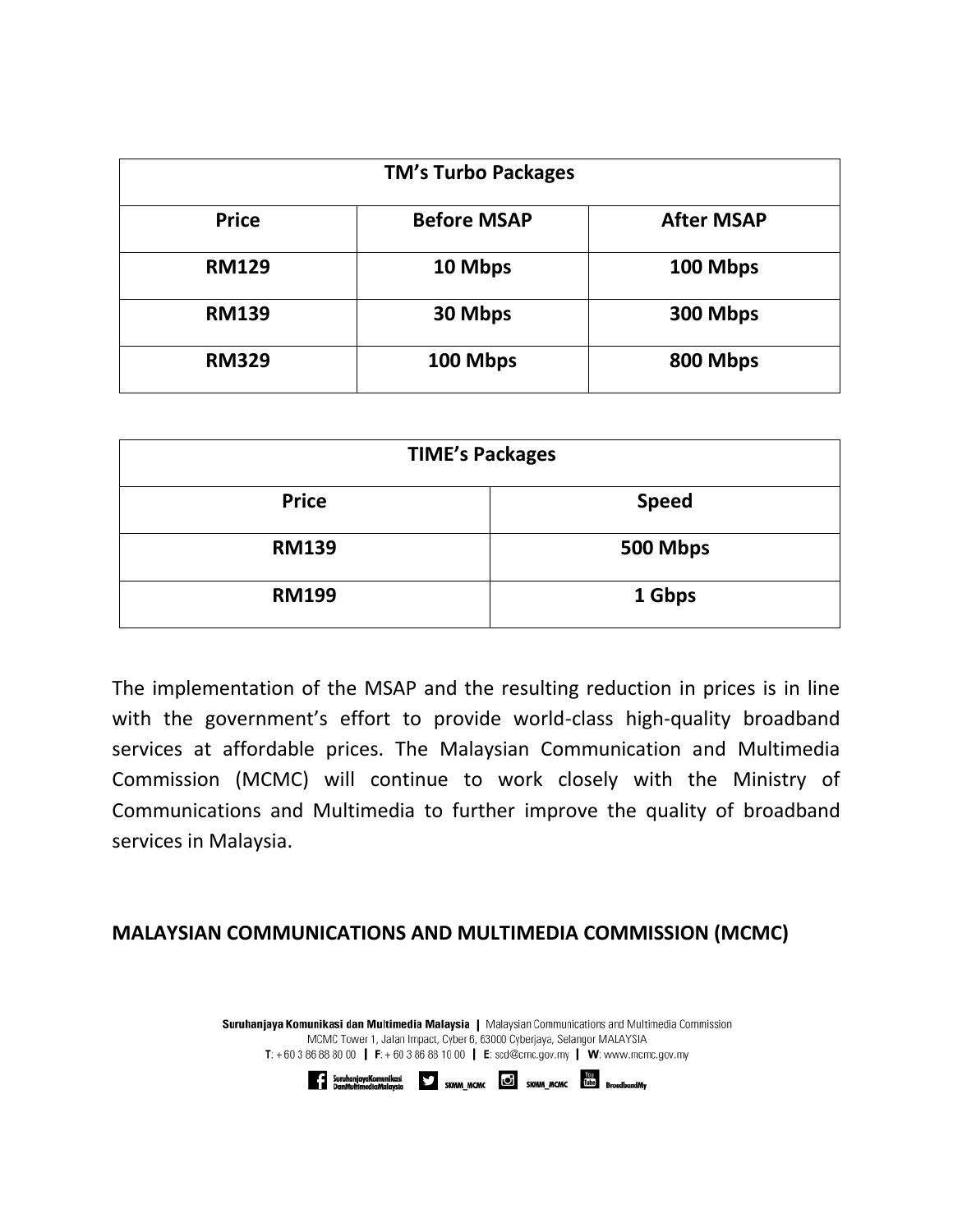| TM's Turbo Packages | | |
|---|---|---|
| **Price** | **Before MSAP** | **After MSAP** |
| **RM129** | **10 Mbps** | **100 Mbps** |
| **RM139** | **30 Mbps** | **300 Mbps** |
| **RM329** | **100 Mbps** | **800 Mbps** |

| TIME's Packages | |
|---|---|
| **Price** | **Speed** |
| **RM139** | **500 Mbps** |
| **RM199** | **1 Gbps** |

The implementation of the MSAP and the resulting reduction in prices is in line with the government's effort to provide world-class high-quality broadband services at affordable prices. The Malaysian Communication and Multimedia Commission (MCMC) will continue to work closely with the Ministry of Communications and Multimedia to further improve the quality of broadband services in Malaysia.

**MALAYSIAN COMMUNICATIONS AND MULTIMEDIA COMMISSION (MCMC)**

**Suruhanjaya Komunikasi dan Multimedia Malaysia** | Malaysian Communications and Multimedia Commission
MCMC Tower 1, Jalan Impact, Cyber 6, 63000 Cyberjaya, Selangor MALAYSIA
T: +60 3 86 88 80 00 | F: + 60 3 86 88 10 00 | E: scd@cmc.gov.my | W: www.mcmc.gov.my

SuruhanjayaKomunikasiDanMultimediaMalaysia SKMM_MCMC SKMM_MCMC BroadbandMy